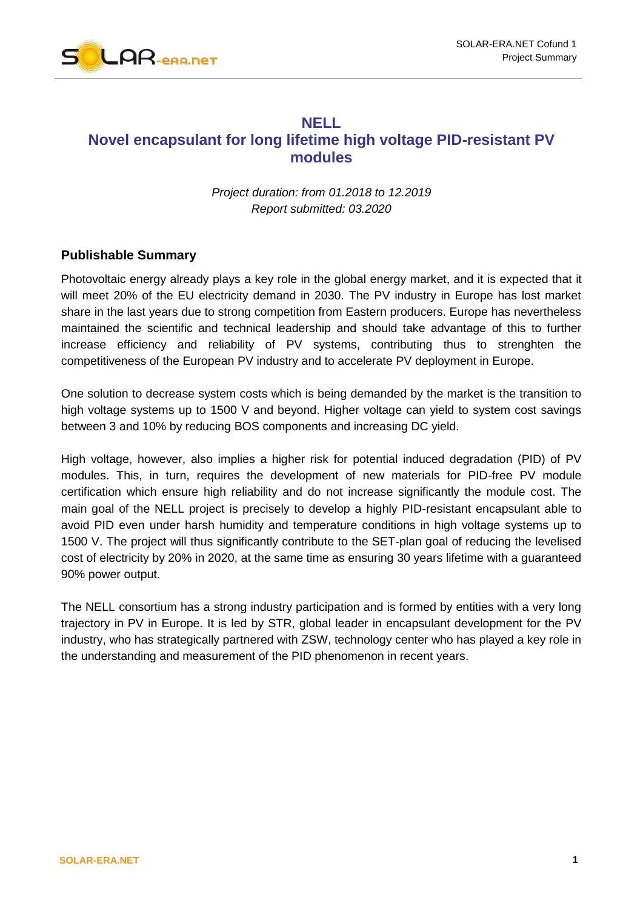# NELL

# Novel encapsulant for long lifetime high voltage PID-resistant PV modules

*Project duration: from 01.2018 to 12.2019*
*Report submitted: 03.2020*

## Publishable Summary

Photovoltaic energy already plays a key role in the global energy market, and it is expected that it will meet 20% of the EU electricity demand in 2030. The PV industry in Europe has lost market share in the last years due to strong competition from Eastern producers. Europe has nevertheless maintained the scientific and technical leadership and should take advantage of this to further increase efficiency and reliability of PV systems, contributing thus to strenghten the competitiveness of the European PV industry and to accelerate PV deployment in Europe.

One solution to decrease system costs which is being demanded by the market is the transition to high voltage systems up to 1500 V and beyond. Higher voltage can yield to system cost savings between 3 and 10% by reducing BOS components and increasing DC yield.

High voltage, however, also implies a higher risk for potential induced degradation (PID) of PV modules. This, in turn, requires the development of new materials for PID-free PV module certification which ensure high reliability and do not increase significantly the module cost. The main goal of the NELL project is precisely to develop a highly PID-resistant encapsulant able to avoid PID even under harsh humidity and temperature conditions in high voltage systems up to 1500 V. The project will thus significantly contribute to the SET-plan goal of reducing the levelised cost of electricity by 20% in 2020, at the same time as ensuring 30 years lifetime with a guaranteed 90% power output.

The NELL consortium has a strong industry participation and is formed by entities with a very long trajectory in PV in Europe. It is led by STR, global leader in encapsulant development for the PV industry, who has strategically partnered with ZSW, technology center who has played a key role in the understanding and measurement of the PID phenomenon in recent years.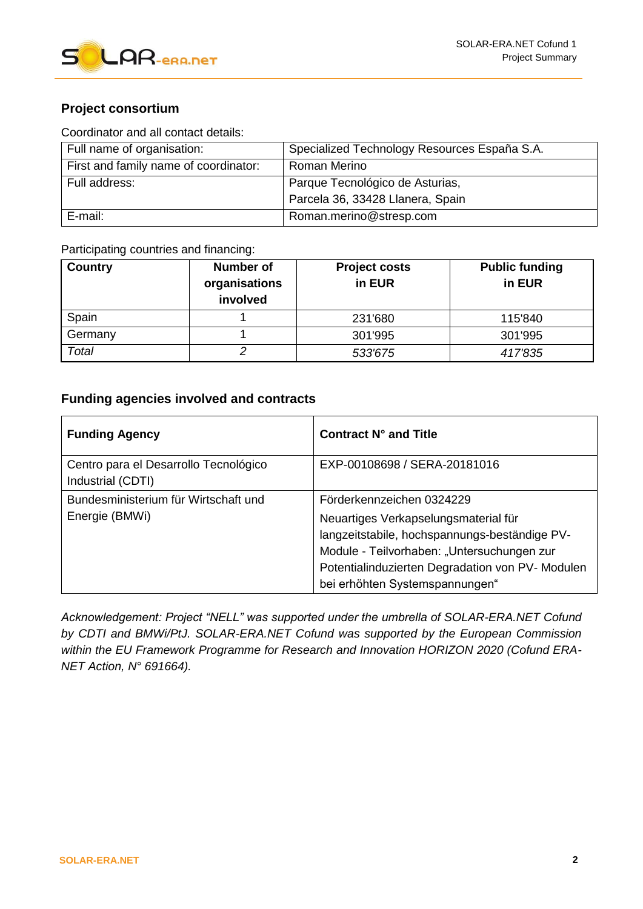## Project consortium

Coordinator and all contact details:

| | |
|---|---|
| Full name of organisation: | Specialized Technology Resources España S.A. |
| First and family name of coordinator: | Roman Merino |
| Full address: | Parque Tecnológico de Asturias,<br>Parcela 36, 33428 Llanera, Spain |
| E-mail: | Roman.merino@stresp.com |

Participating countries and financing:

| Country | Number of organisations involved | Project costs in EUR | Public funding in EUR |
|---|---|---|---|
| Spain | 1 | 231'680 | 115'840 |
| Germany | 1 | 301'995 | 301'995 |
| *Total* | *2* | *533'675* | *417'835* |

## Funding agencies involved and contracts

| Funding Agency | Contract N° and Title |
|---|---|
| Centro para el Desarrollo Tecnológico Industrial (CDTI) | EXP-00108698 / SERA-20181016 |
| Bundesministerium für Wirtschaft und Energie (BMWi) | Förderkennzeichen 0324229<br>Neuartiges Verkapselungsmaterial für langzeitstabile, hochspannungs-beständige PV-Module - Teilvorhaben: „Untersuchungen zur Potentialinduzierten Degradation von PV- Modulen bei erhöhten Systemspannungen“ |

*Acknowledgement: Project “NELL” was supported under the umbrella of SOLAR-ERA.NET Cofund by CDTI and BMWi/PtJ. SOLAR-ERA.NET Cofund was supported by the European Commission within the EU Framework Programme for Research and Innovation HORIZON 2020 (Cofund ERA-NET Action, N° 691664).*